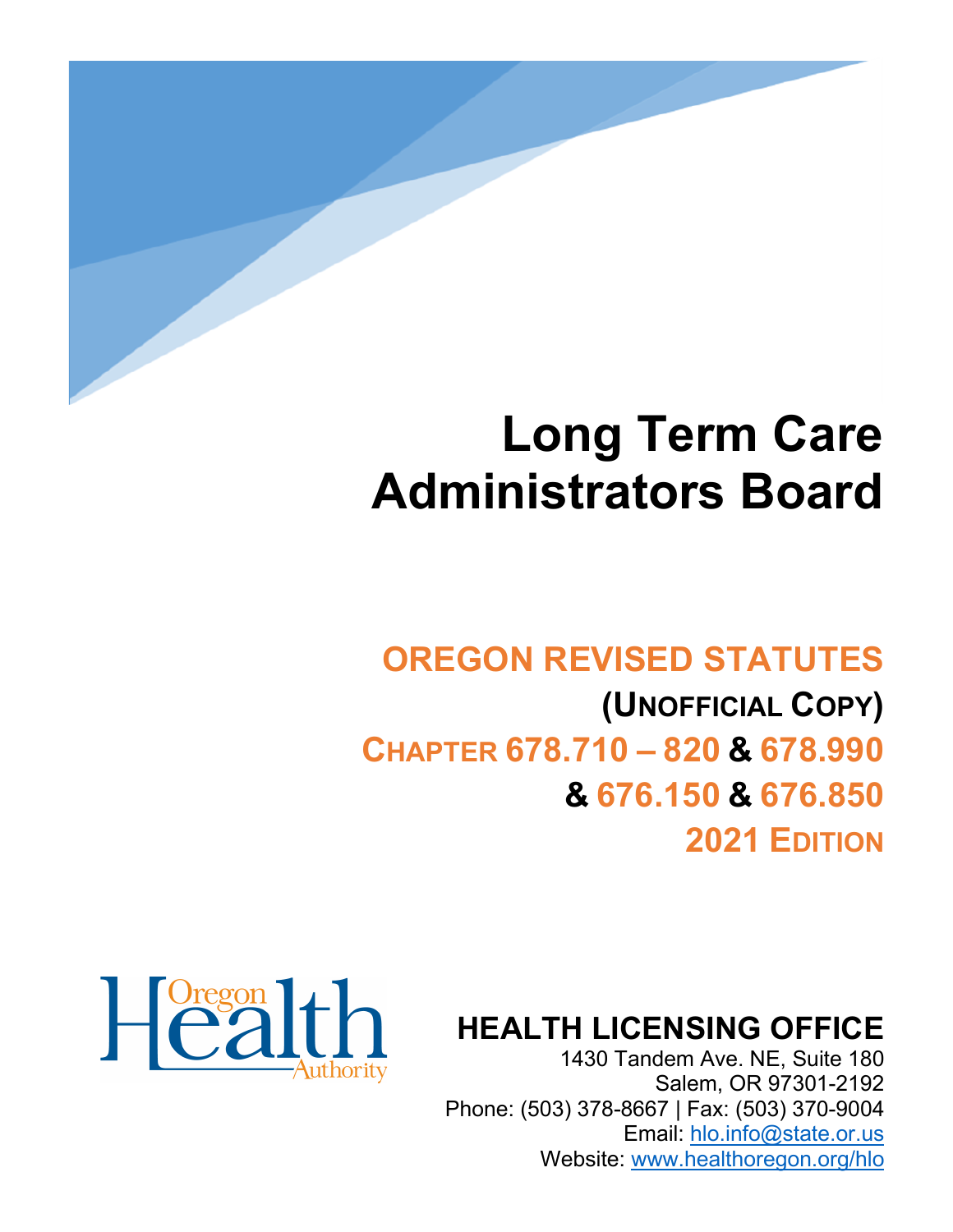# Long Term Care Administrators Board

## OREGON REVISED STATUTES

**(UNOFFICIAL COPY)**

**CHAPTER 678.710 – 820 & 678.990**

**& 676.150 & 676.850**

**2021 EDITION**

Oregon Health Authority

## HEALTH LICENSING OFFICE

1430 Tandem Ave. NE, Suite 180
Salem, OR 97301-2192
Phone: (503) 378-8667 | Fax: (503) 370-9004
Email: hlo.info@state.or.us
Website: www.healthoregon.org/hlo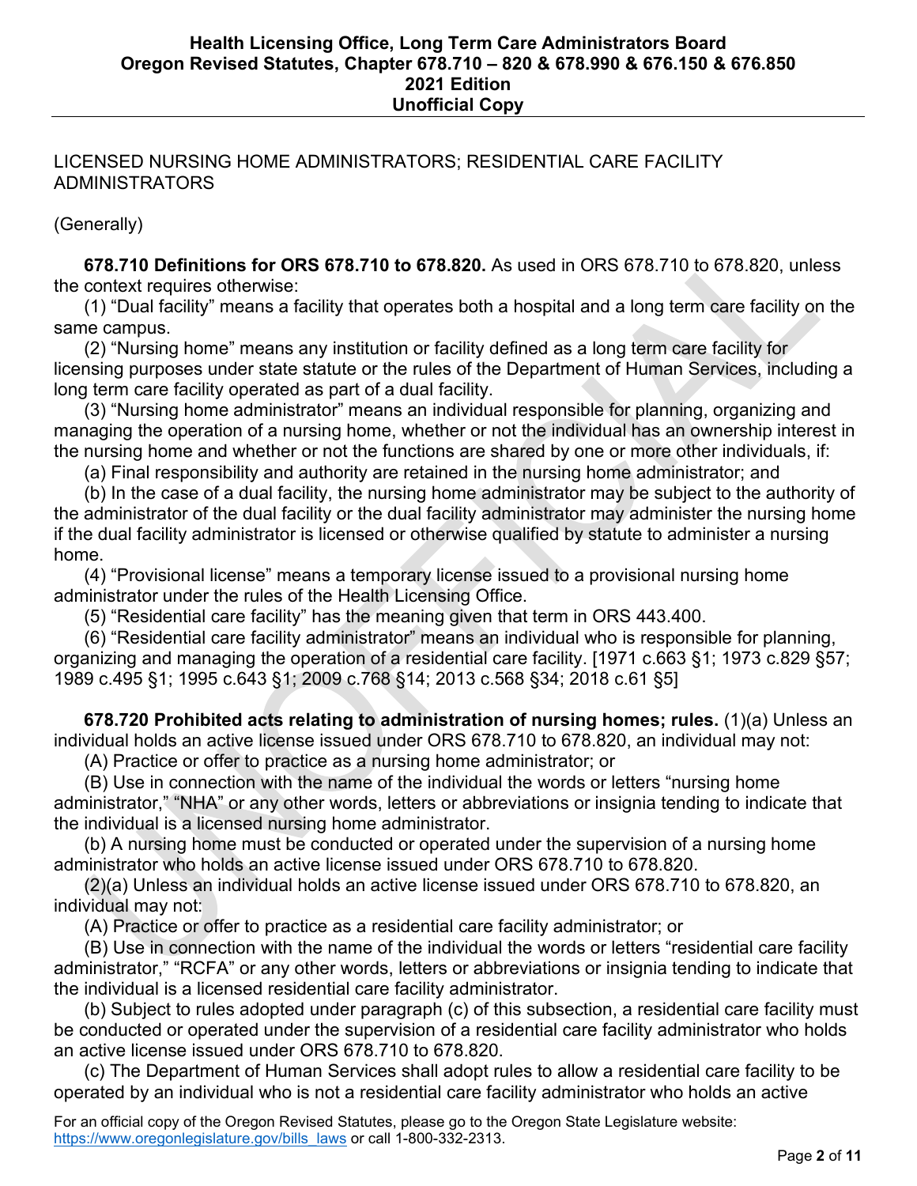LICENSED NURSING HOME ADMINISTRATORS; RESIDENTIAL CARE FACILITY ADMINISTRATORS

(Generally)

**678.710 Definitions for ORS 678.710 to 678.820.** As used in ORS 678.710 to 678.820, unless the context requires otherwise:

(1) "Dual facility" means a facility that operates both a hospital and a long term care facility on the same campus.

(2) "Nursing home" means any institution or facility defined as a long term care facility for licensing purposes under state statute or the rules of the Department of Human Services, including a long term care facility operated as part of a dual facility.

(3) "Nursing home administrator" means an individual responsible for planning, organizing and managing the operation of a nursing home, whether or not the individual has an ownership interest in the nursing home and whether or not the functions are shared by one or more other individuals, if:

(a) Final responsibility and authority are retained in the nursing home administrator; and

(b) In the case of a dual facility, the nursing home administrator may be subject to the authority of the administrator of the dual facility or the dual facility administrator may administer the nursing home if the dual facility administrator is licensed or otherwise qualified by statute to administer a nursing home.

(4) "Provisional license" means a temporary license issued to a provisional nursing home administrator under the rules of the Health Licensing Office.

(5) "Residential care facility" has the meaning given that term in ORS 443.400.

(6) "Residential care facility administrator" means an individual who is responsible for planning, organizing and managing the operation of a residential care facility. [1971 c.663 §1; 1973 c.829 §57; 1989 c.495 §1; 1995 c.643 §1; 2009 c.768 §14; 2013 c.568 §34; 2018 c.61 §5]

**678.720 Prohibited acts relating to administration of nursing homes; rules.** (1)(a) Unless an individual holds an active license issued under ORS 678.710 to 678.820, an individual may not:

(A) Practice or offer to practice as a nursing home administrator; or

(B) Use in connection with the name of the individual the words or letters "nursing home administrator," "NHA" or any other words, letters or abbreviations or insignia tending to indicate that the individual is a licensed nursing home administrator.

(b) A nursing home must be conducted or operated under the supervision of a nursing home administrator who holds an active license issued under ORS 678.710 to 678.820.

(2)(a) Unless an individual holds an active license issued under ORS 678.710 to 678.820, an individual may not:

(A) Practice or offer to practice as a residential care facility administrator; or

(B) Use in connection with the name of the individual the words or letters "residential care facility administrator," "RCFA" or any other words, letters or abbreviations or insignia tending to indicate that the individual is a licensed residential care facility administrator.

(b) Subject to rules adopted under paragraph (c) of this subsection, a residential care facility must be conducted or operated under the supervision of a residential care facility administrator who holds an active license issued under ORS 678.710 to 678.820.

(c) The Department of Human Services shall adopt rules to allow a residential care facility to be operated by an individual who is not a residential care facility administrator who holds an active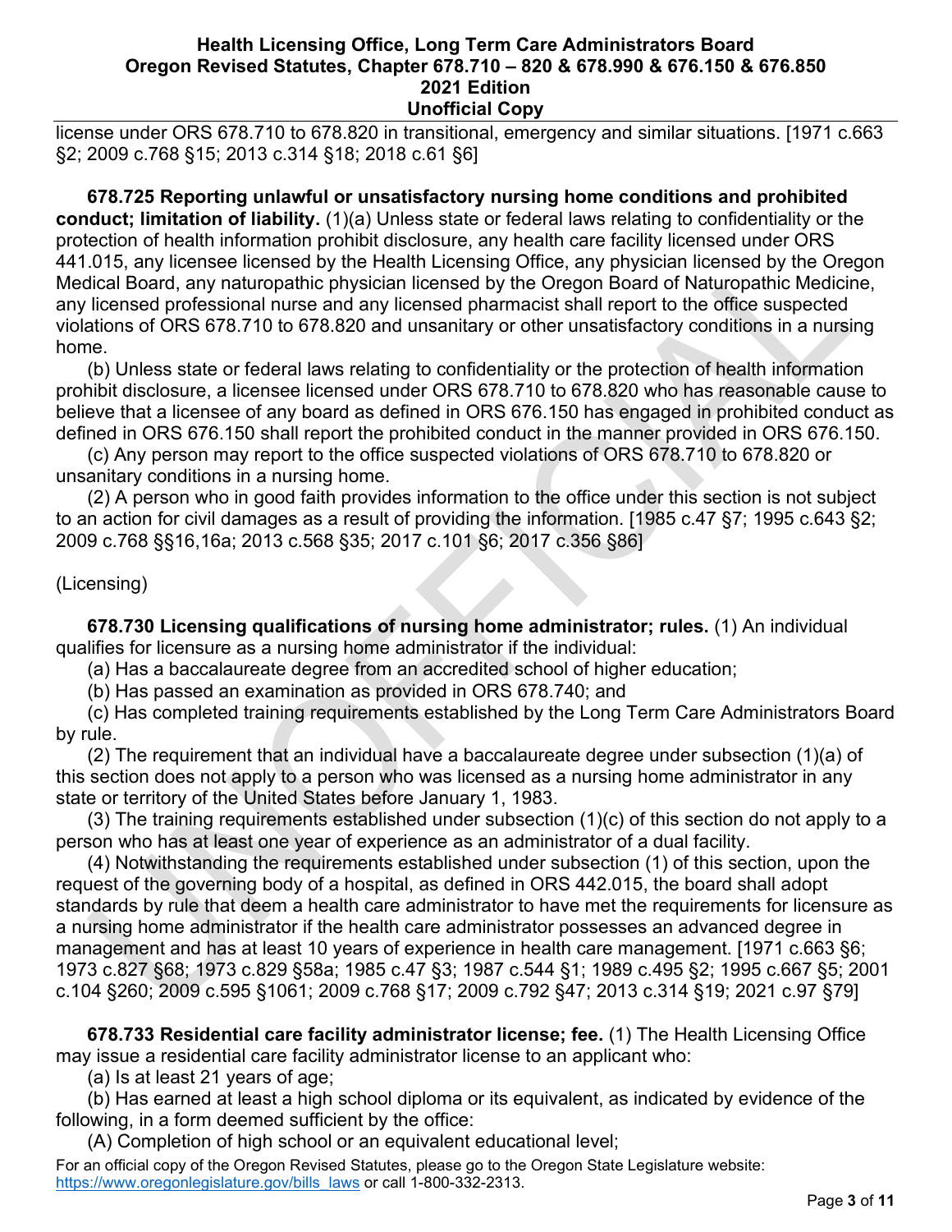license under ORS 678.710 to 678.820 in transitional, emergency and similar situations. [1971 c.663 §2; 2009 c.768 §15; 2013 c.314 §18; 2018 c.61 §6]

**678.725 Reporting unlawful or unsatisfactory nursing home conditions and prohibited conduct; limitation of liability.** (1)(a) Unless state or federal laws relating to confidentiality or the protection of health information prohibit disclosure, any health care facility licensed under ORS 441.015, any licensee licensed by the Health Licensing Office, any physician licensed by the Oregon Medical Board, any naturopathic physician licensed by the Oregon Board of Naturopathic Medicine, any licensed professional nurse and any licensed pharmacist shall report to the office suspected violations of ORS 678.710 to 678.820 and unsanitary or other unsatisfactory conditions in a nursing home.

(b) Unless state or federal laws relating to confidentiality or the protection of health information prohibit disclosure, a licensee licensed under ORS 678.710 to 678.820 who has reasonable cause to believe that a licensee of any board as defined in ORS 676.150 has engaged in prohibited conduct as defined in ORS 676.150 shall report the prohibited conduct in the manner provided in ORS 676.150.

(c) Any person may report to the office suspected violations of ORS 678.710 to 678.820 or unsanitary conditions in a nursing home.

(2) A person who in good faith provides information to the office under this section is not subject to an action for civil damages as a result of providing the information. [1985 c.47 §7; 1995 c.643 §2; 2009 c.768 §§16,16a; 2013 c.568 §35; 2017 c.101 §6; 2017 c.356 §86]

(Licensing)

**678.730 Licensing qualifications of nursing home administrator; rules.** (1) An individual qualifies for licensure as a nursing home administrator if the individual:

(a) Has a baccalaureate degree from an accredited school of higher education;

(b) Has passed an examination as provided in ORS 678.740; and

(c) Has completed training requirements established by the Long Term Care Administrators Board by rule.

(2) The requirement that an individual have a baccalaureate degree under subsection (1)(a) of this section does not apply to a person who was licensed as a nursing home administrator in any state or territory of the United States before January 1, 1983.

(3) The training requirements established under subsection (1)(c) of this section do not apply to a person who has at least one year of experience as an administrator of a dual facility.

(4) Notwithstanding the requirements established under subsection (1) of this section, upon the request of the governing body of a hospital, as defined in ORS 442.015, the board shall adopt standards by rule that deem a health care administrator to have met the requirements for licensure as a nursing home administrator if the health care administrator possesses an advanced degree in management and has at least 10 years of experience in health care management. [1971 c.663 §6; 1973 c.827 §68; 1973 c.829 §58a; 1985 c.47 §3; 1987 c.544 §1; 1989 c.495 §2; 1995 c.667 §5; 2001 c.104 §260; 2009 c.595 §1061; 2009 c.768 §17; 2009 c.792 §47; 2013 c.314 §19; 2021 c.97 §79]

**678.733 Residential care facility administrator license; fee.** (1) The Health Licensing Office may issue a residential care facility administrator license to an applicant who:

(a) Is at least 21 years of age;

(b) Has earned at least a high school diploma or its equivalent, as indicated by evidence of the following, in a form deemed sufficient by the office:

(A) Completion of high school or an equivalent educational level;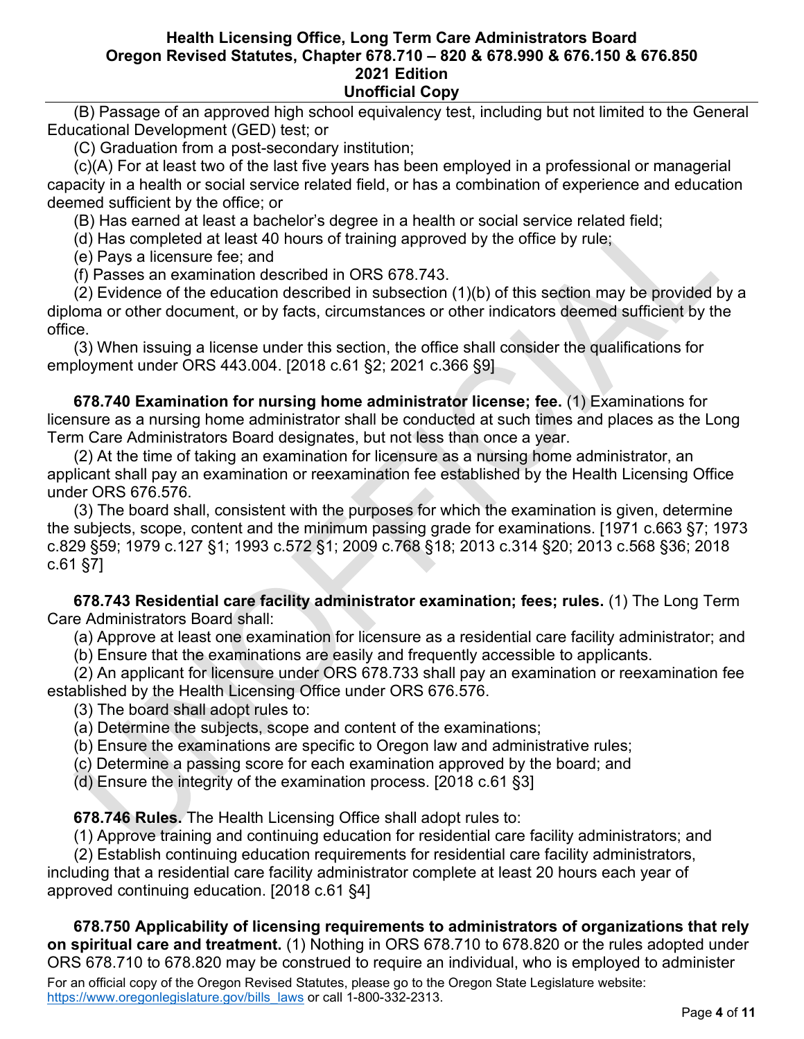(B) Passage of an approved high school equivalency test, including but not limited to the General Educational Development (GED) test; or

(C) Graduation from a post-secondary institution;

(c)(A) For at least two of the last five years has been employed in a professional or managerial capacity in a health or social service related field, or has a combination of experience and education deemed sufficient by the office; or

(B) Has earned at least a bachelor's degree in a health or social service related field;

(d) Has completed at least 40 hours of training approved by the office by rule;

(e) Pays a licensure fee; and

(f) Passes an examination described in ORS 678.743.

(2) Evidence of the education described in subsection (1)(b) of this section may be provided by a diploma or other document, or by facts, circumstances or other indicators deemed sufficient by the office.

(3) When issuing a license under this section, the office shall consider the qualifications for employment under ORS 443.004. [2018 c.61 §2; 2021 c.366 §9]

**678.740 Examination for nursing home administrator license; fee.** (1) Examinations for licensure as a nursing home administrator shall be conducted at such times and places as the Long Term Care Administrators Board designates, but not less than once a year.

(2) At the time of taking an examination for licensure as a nursing home administrator, an applicant shall pay an examination or reexamination fee established by the Health Licensing Office under ORS 676.576.

(3) The board shall, consistent with the purposes for which the examination is given, determine the subjects, scope, content and the minimum passing grade for examinations. [1971 c.663 §7; 1973 c.829 §59; 1979 c.127 §1; 1993 c.572 §1; 2009 c.768 §18; 2013 c.314 §20; 2013 c.568 §36; 2018 c.61 §7]

**678.743 Residential care facility administrator examination; fees; rules.** (1) The Long Term Care Administrators Board shall:

(a) Approve at least one examination for licensure as a residential care facility administrator; and

(b) Ensure that the examinations are easily and frequently accessible to applicants.

(2) An applicant for licensure under ORS 678.733 shall pay an examination or reexamination fee established by the Health Licensing Office under ORS 676.576.

(3) The board shall adopt rules to:

(a) Determine the subjects, scope and content of the examinations;

(b) Ensure the examinations are specific to Oregon law and administrative rules;

(c) Determine a passing score for each examination approved by the board; and

(d) Ensure the integrity of the examination process. [2018 c.61 §3]

**678.746 Rules.** The Health Licensing Office shall adopt rules to:

(1) Approve training and continuing education for residential care facility administrators; and

(2) Establish continuing education requirements for residential care facility administrators, including that a residential care facility administrator complete at least 20 hours each year of approved continuing education. [2018 c.61 §4]

**678.750 Applicability of licensing requirements to administrators of organizations that rely on spiritual care and treatment.** (1) Nothing in ORS 678.710 to 678.820 or the rules adopted under ORS 678.710 to 678.820 may be construed to require an individual, who is employed to administer

For an official copy of the Oregon Revised Statutes, please go to the Oregon State Legislature website: https://www.oregonlegislature.gov/bills_laws or call 1-800-332-2313.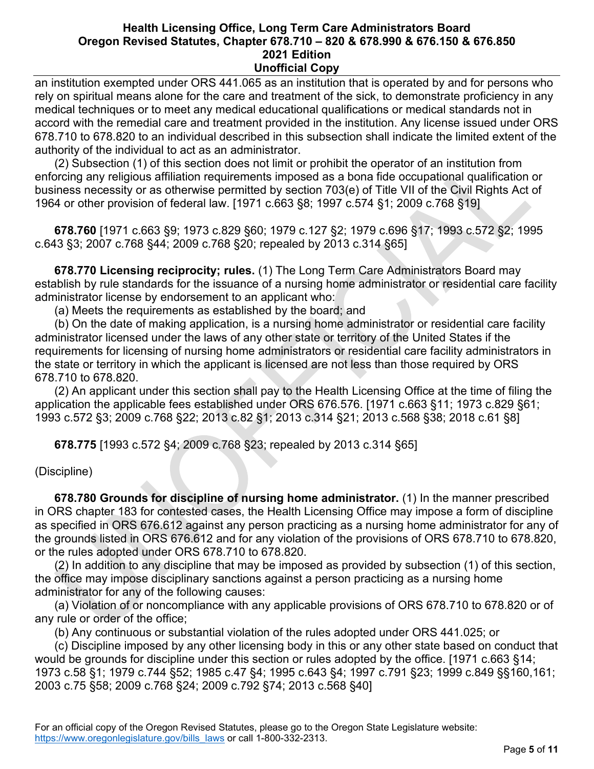an institution exempted under ORS 441.065 as an institution that is operated by and for persons who rely on spiritual means alone for the care and treatment of the sick, to demonstrate proficiency in any medical techniques or to meet any medical educational qualifications or medical standards not in accord with the remedial care and treatment provided in the institution. Any license issued under ORS 678.710 to 678.820 to an individual described in this subsection shall indicate the limited extent of the authority of the individual to act as an administrator.

(2) Subsection (1) of this section does not limit or prohibit the operator of an institution from enforcing any religious affiliation requirements imposed as a bona fide occupational qualification or business necessity or as otherwise permitted by section 703(e) of Title VII of the Civil Rights Act of 1964 or other provision of federal law. [1971 c.663 §8; 1997 c.574 §1; 2009 c.768 §19]

**678.760** [1971 c.663 §9; 1973 c.829 §60; 1979 c.127 §2; 1979 c.696 §17; 1993 c.572 §2; 1995 c.643 §3; 2007 c.768 §44; 2009 c.768 §20; repealed by 2013 c.314 §65]

**678.770 Licensing reciprocity; rules.** (1) The Long Term Care Administrators Board may establish by rule standards for the issuance of a nursing home administrator or residential care facility administrator license by endorsement to an applicant who:

(a) Meets the requirements as established by the board; and

(b) On the date of making application, is a nursing home administrator or residential care facility administrator licensed under the laws of any other state or territory of the United States if the requirements for licensing of nursing home administrators or residential care facility administrators in the state or territory in which the applicant is licensed are not less than those required by ORS 678.710 to 678.820.

(2) An applicant under this section shall pay to the Health Licensing Office at the time of filing the application the applicable fees established under ORS 676.576. [1971 c.663 §11; 1973 c.829 §61; 1993 c.572 §3; 2009 c.768 §22; 2013 c.82 §1; 2013 c.314 §21; 2013 c.568 §38; 2018 c.61 §8]

**678.775** [1993 c.572 §4; 2009 c.768 §23; repealed by 2013 c.314 §65]

(Discipline)

**678.780 Grounds for discipline of nursing home administrator.** (1) In the manner prescribed in ORS chapter 183 for contested cases, the Health Licensing Office may impose a form of discipline as specified in ORS 676.612 against any person practicing as a nursing home administrator for any of the grounds listed in ORS 676.612 and for any violation of the provisions of ORS 678.710 to 678.820, or the rules adopted under ORS 678.710 to 678.820.

(2) In addition to any discipline that may be imposed as provided by subsection (1) of this section, the office may impose disciplinary sanctions against a person practicing as a nursing home administrator for any of the following causes:

(a) Violation of or noncompliance with any applicable provisions of ORS 678.710 to 678.820 or of any rule or order of the office;

(b) Any continuous or substantial violation of the rules adopted under ORS 441.025; or

(c) Discipline imposed by any other licensing body in this or any other state based on conduct that would be grounds for discipline under this section or rules adopted by the office. [1971 c.663 §14; 1973 c.58 §1; 1979 c.744 §52; 1985 c.47 §4; 1995 c.643 §4; 1997 c.791 §23; 1999 c.849 §§160,161; 2003 c.75 §58; 2009 c.768 §24; 2009 c.792 §74; 2013 c.568 §40]

For an official copy of the Oregon Revised Statutes, please go to the Oregon State Legislature website: https://www.oregonlegislature.gov/bills_laws or call 1-800-332-2313.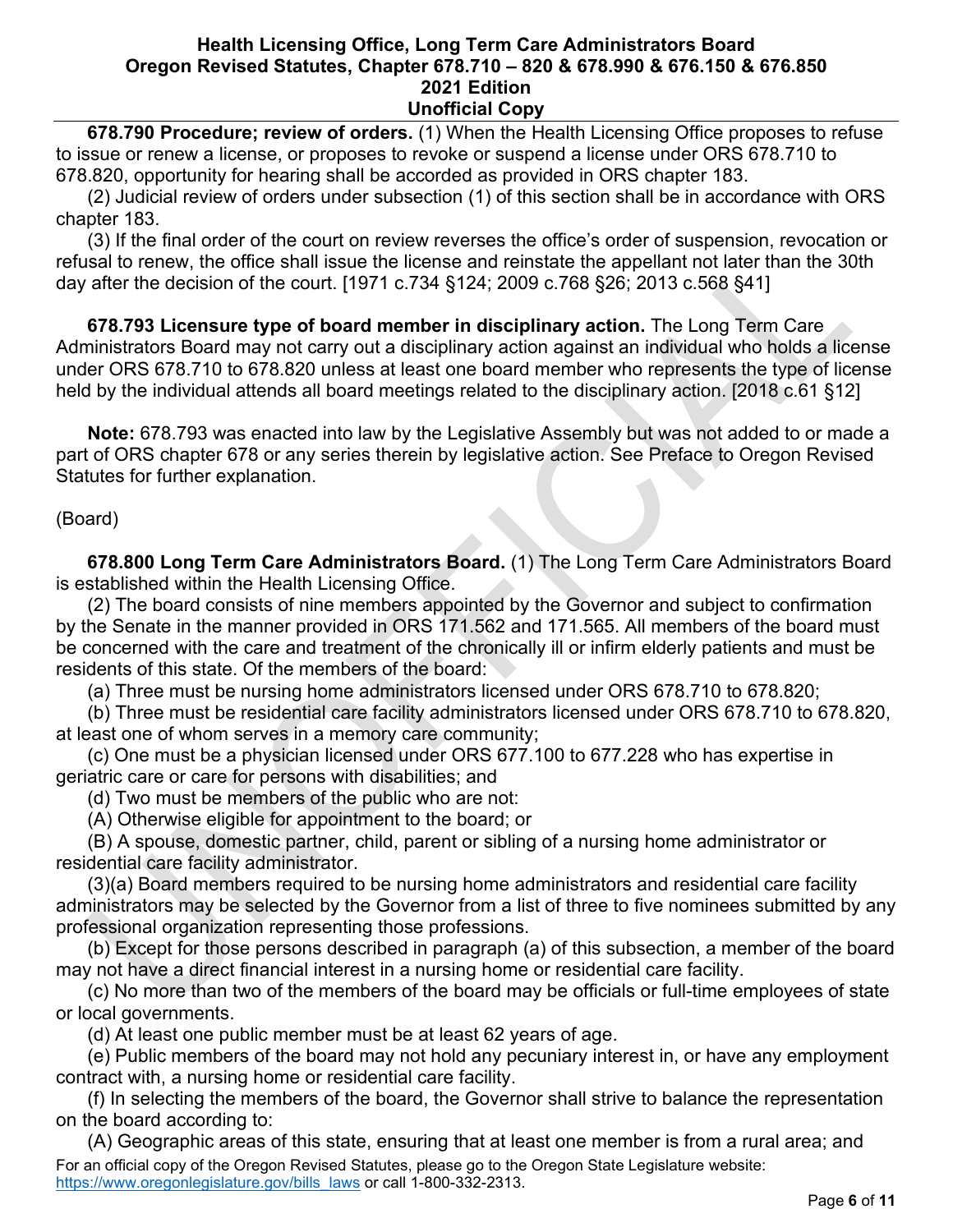**678.790 Procedure; review of orders.** (1) When the Health Licensing Office proposes to refuse to issue or renew a license, or proposes to revoke or suspend a license under ORS 678.710 to 678.820, opportunity for hearing shall be accorded as provided in ORS chapter 183.

(2) Judicial review of orders under subsection (1) of this section shall be in accordance with ORS chapter 183.

(3) If the final order of the court on review reverses the office's order of suspension, revocation or refusal to renew, the office shall issue the license and reinstate the appellant not later than the 30th day after the decision of the court. [1971 c.734 §124; 2009 c.768 §26; 2013 c.568 §41]

**678.793 Licensure type of board member in disciplinary action.** The Long Term Care Administrators Board may not carry out a disciplinary action against an individual who holds a license under ORS 678.710 to 678.820 unless at least one board member who represents the type of license held by the individual attends all board meetings related to the disciplinary action. [2018 c.61 §12]

**Note:** 678.793 was enacted into law by the Legislative Assembly but was not added to or made a part of ORS chapter 678 or any series therein by legislative action. See Preface to Oregon Revised Statutes for further explanation.

(Board)

**678.800 Long Term Care Administrators Board.** (1) The Long Term Care Administrators Board is established within the Health Licensing Office.

(2) The board consists of nine members appointed by the Governor and subject to confirmation by the Senate in the manner provided in ORS 171.562 and 171.565. All members of the board must be concerned with the care and treatment of the chronically ill or infirm elderly patients and must be residents of this state. Of the members of the board:

(a) Three must be nursing home administrators licensed under ORS 678.710 to 678.820;

(b) Three must be residential care facility administrators licensed under ORS 678.710 to 678.820, at least one of whom serves in a memory care community;

(c) One must be a physician licensed under ORS 677.100 to 677.228 who has expertise in geriatric care or care for persons with disabilities; and

(d) Two must be members of the public who are not:

(A) Otherwise eligible for appointment to the board; or

(B) A spouse, domestic partner, child, parent or sibling of a nursing home administrator or residential care facility administrator.

(3)(a) Board members required to be nursing home administrators and residential care facility administrators may be selected by the Governor from a list of three to five nominees submitted by any professional organization representing those professions.

(b) Except for those persons described in paragraph (a) of this subsection, a member of the board may not have a direct financial interest in a nursing home or residential care facility.

(c) No more than two of the members of the board may be officials or full-time employees of state or local governments.

(d) At least one public member must be at least 62 years of age.

(e) Public members of the board may not hold any pecuniary interest in, or have any employment contract with, a nursing home or residential care facility.

(f) In selecting the members of the board, the Governor shall strive to balance the representation on the board according to:

(A) Geographic areas of this state, ensuring that at least one member is from a rural area; and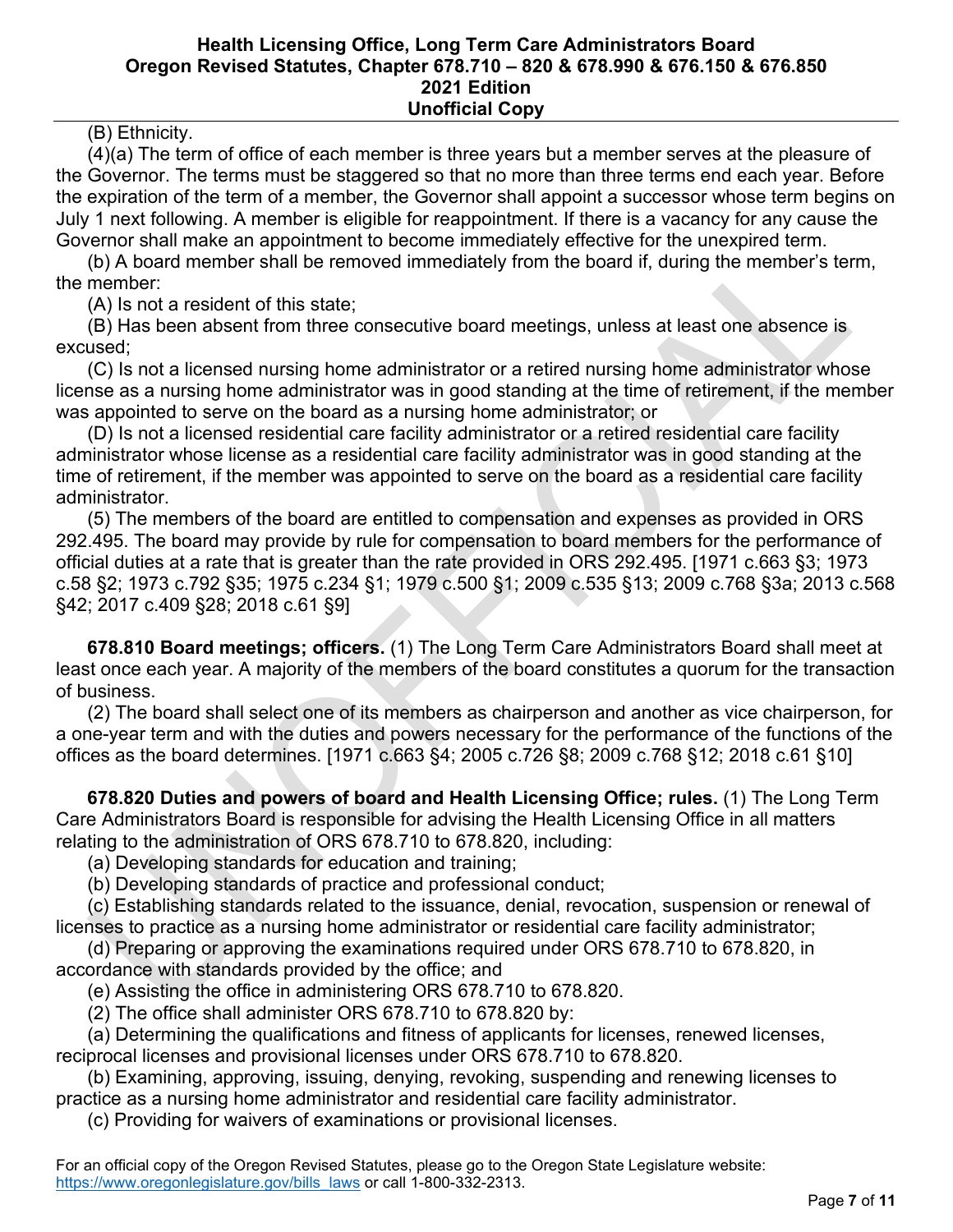(B) Ethnicity.

(4)(a) The term of office of each member is three years but a member serves at the pleasure of the Governor. The terms must be staggered so that no more than three terms end each year. Before the expiration of the term of a member, the Governor shall appoint a successor whose term begins on July 1 next following. A member is eligible for reappointment. If there is a vacancy for any cause the Governor shall make an appointment to become immediately effective for the unexpired term.

(b) A board member shall be removed immediately from the board if, during the member's term, the member:

(A) Is not a resident of this state;

(B) Has been absent from three consecutive board meetings, unless at least one absence is excused;

(C) Is not a licensed nursing home administrator or a retired nursing home administrator whose license as a nursing home administrator was in good standing at the time of retirement, if the member was appointed to serve on the board as a nursing home administrator; or

(D) Is not a licensed residential care facility administrator or a retired residential care facility administrator whose license as a residential care facility administrator was in good standing at the time of retirement, if the member was appointed to serve on the board as a residential care facility administrator.

(5) The members of the board are entitled to compensation and expenses as provided in ORS 292.495. The board may provide by rule for compensation to board members for the performance of official duties at a rate that is greater than the rate provided in ORS 292.495. [1971 c.663 §3; 1973 c.58 §2; 1973 c.792 §35; 1975 c.234 §1; 1979 c.500 §1; 2009 c.535 §13; 2009 c.768 §3a; 2013 c.568 §42; 2017 c.409 §28; 2018 c.61 §9]

**678.810 Board meetings; officers.** (1) The Long Term Care Administrators Board shall meet at least once each year. A majority of the members of the board constitutes a quorum for the transaction of business.

(2) The board shall select one of its members as chairperson and another as vice chairperson, for a one-year term and with the duties and powers necessary for the performance of the functions of the offices as the board determines. [1971 c.663 §4; 2005 c.726 §8; 2009 c.768 §12; 2018 c.61 §10]

**678.820 Duties and powers of board and Health Licensing Office; rules.** (1) The Long Term Care Administrators Board is responsible for advising the Health Licensing Office in all matters relating to the administration of ORS 678.710 to 678.820, including:

(a) Developing standards for education and training;

(b) Developing standards of practice and professional conduct;

(c) Establishing standards related to the issuance, denial, revocation, suspension or renewal of licenses to practice as a nursing home administrator or residential care facility administrator;

(d) Preparing or approving the examinations required under ORS 678.710 to 678.820, in accordance with standards provided by the office; and

(e) Assisting the office in administering ORS 678.710 to 678.820.

(2) The office shall administer ORS 678.710 to 678.820 by:

(a) Determining the qualifications and fitness of applicants for licenses, renewed licenses, reciprocal licenses and provisional licenses under ORS 678.710 to 678.820.

(b) Examining, approving, issuing, denying, revoking, suspending and renewing licenses to practice as a nursing home administrator and residential care facility administrator.

(c) Providing for waivers of examinations or provisional licenses.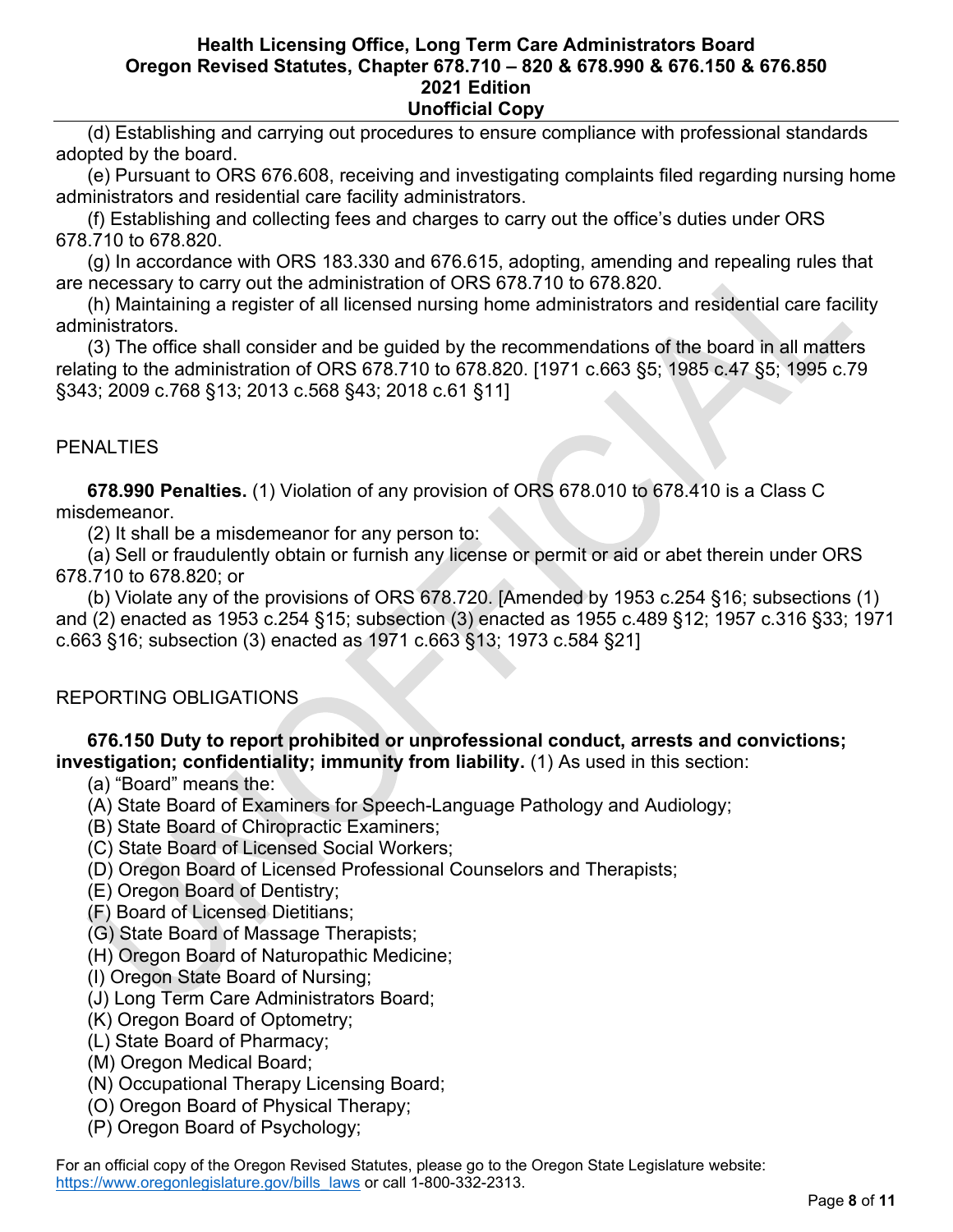(d) Establishing and carrying out procedures to ensure compliance with professional standards adopted by the board.

(e) Pursuant to ORS 676.608, receiving and investigating complaints filed regarding nursing home administrators and residential care facility administrators.

(f) Establishing and collecting fees and charges to carry out the office's duties under ORS 678.710 to 678.820.

(g) In accordance with ORS 183.330 and 676.615, adopting, amending and repealing rules that are necessary to carry out the administration of ORS 678.710 to 678.820.

(h) Maintaining a register of all licensed nursing home administrators and residential care facility administrators.

(3) The office shall consider and be guided by the recommendations of the board in all matters relating to the administration of ORS 678.710 to 678.820. [1971 c.663 §5; 1985 c.47 §5; 1995 c.79 §343; 2009 c.768 §13; 2013 c.568 §43; 2018 c.61 §11]

## PENALTIES

**678.990 Penalties.** (1) Violation of any provision of ORS 678.010 to 678.410 is a Class C misdemeanor.

(2) It shall be a misdemeanor for any person to:

(a) Sell or fraudulently obtain or furnish any license or permit or aid or abet therein under ORS 678.710 to 678.820; or

(b) Violate any of the provisions of ORS 678.720. [Amended by 1953 c.254 §16; subsections (1) and (2) enacted as 1953 c.254 §15; subsection (3) enacted as 1955 c.489 §12; 1957 c.316 §33; 1971 c.663 §16; subsection (3) enacted as 1971 c.663 §13; 1973 c.584 §21]

## REPORTING OBLIGATIONS

**676.150 Duty to report prohibited or unprofessional conduct, arrests and convictions; investigation; confidentiality; immunity from liability.** (1) As used in this section:

(a) "Board" means the:

(A) State Board of Examiners for Speech-Language Pathology and Audiology;

(B) State Board of Chiropractic Examiners;

(C) State Board of Licensed Social Workers;

(D) Oregon Board of Licensed Professional Counselors and Therapists;

(E) Oregon Board of Dentistry;

(F) Board of Licensed Dietitians;

(G) State Board of Massage Therapists;

(H) Oregon Board of Naturopathic Medicine;

(I) Oregon State Board of Nursing;

(J) Long Term Care Administrators Board;

(K) Oregon Board of Optometry;

(L) State Board of Pharmacy;

(M) Oregon Medical Board;

(N) Occupational Therapy Licensing Board;

(O) Oregon Board of Physical Therapy;

(P) Oregon Board of Psychology;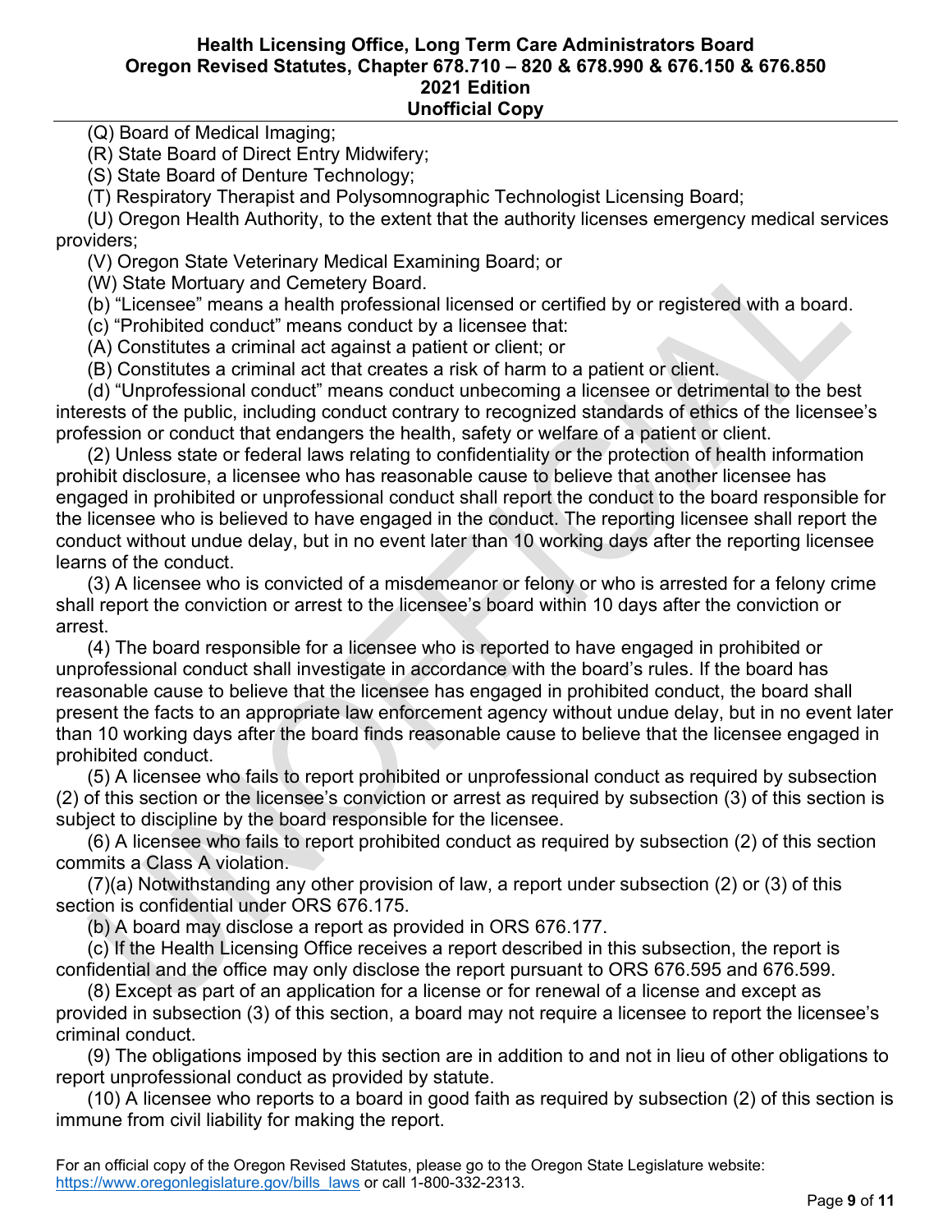(Q) Board of Medical Imaging;

(R) State Board of Direct Entry Midwifery;

(S) State Board of Denture Technology;

(T) Respiratory Therapist and Polysomnographic Technologist Licensing Board;

(U) Oregon Health Authority, to the extent that the authority licenses emergency medical services providers;

(V) Oregon State Veterinary Medical Examining Board; or

(W) State Mortuary and Cemetery Board.

(b) "Licensee" means a health professional licensed or certified by or registered with a board.

(c) "Prohibited conduct" means conduct by a licensee that:

(A) Constitutes a criminal act against a patient or client; or

(B) Constitutes a criminal act that creates a risk of harm to a patient or client.

(d) "Unprofessional conduct" means conduct unbecoming a licensee or detrimental to the best interests of the public, including conduct contrary to recognized standards of ethics of the licensee's profession or conduct that endangers the health, safety or welfare of a patient or client.

(2) Unless state or federal laws relating to confidentiality or the protection of health information prohibit disclosure, a licensee who has reasonable cause to believe that another licensee has engaged in prohibited or unprofessional conduct shall report the conduct to the board responsible for the licensee who is believed to have engaged in the conduct. The reporting licensee shall report the conduct without undue delay, but in no event later than 10 working days after the reporting licensee learns of the conduct.

(3) A licensee who is convicted of a misdemeanor or felony or who is arrested for a felony crime shall report the conviction or arrest to the licensee's board within 10 days after the conviction or arrest.

(4) The board responsible for a licensee who is reported to have engaged in prohibited or unprofessional conduct shall investigate in accordance with the board's rules. If the board has reasonable cause to believe that the licensee has engaged in prohibited conduct, the board shall present the facts to an appropriate law enforcement agency without undue delay, but in no event later than 10 working days after the board finds reasonable cause to believe that the licensee engaged in prohibited conduct.

(5) A licensee who fails to report prohibited or unprofessional conduct as required by subsection (2) of this section or the licensee's conviction or arrest as required by subsection (3) of this section is subject to discipline by the board responsible for the licensee.

(6) A licensee who fails to report prohibited conduct as required by subsection (2) of this section commits a Class A violation.

(7)(a) Notwithstanding any other provision of law, a report under subsection (2) or (3) of this section is confidential under ORS 676.175.

(b) A board may disclose a report as provided in ORS 676.177.

(c) If the Health Licensing Office receives a report described in this subsection, the report is confidential and the office may only disclose the report pursuant to ORS 676.595 and 676.599.

(8) Except as part of an application for a license or for renewal of a license and except as provided in subsection (3) of this section, a board may not require a licensee to report the licensee's criminal conduct.

(9) The obligations imposed by this section are in addition to and not in lieu of other obligations to report unprofessional conduct as provided by statute.

(10) A licensee who reports to a board in good faith as required by subsection (2) of this section is immune from civil liability for making the report.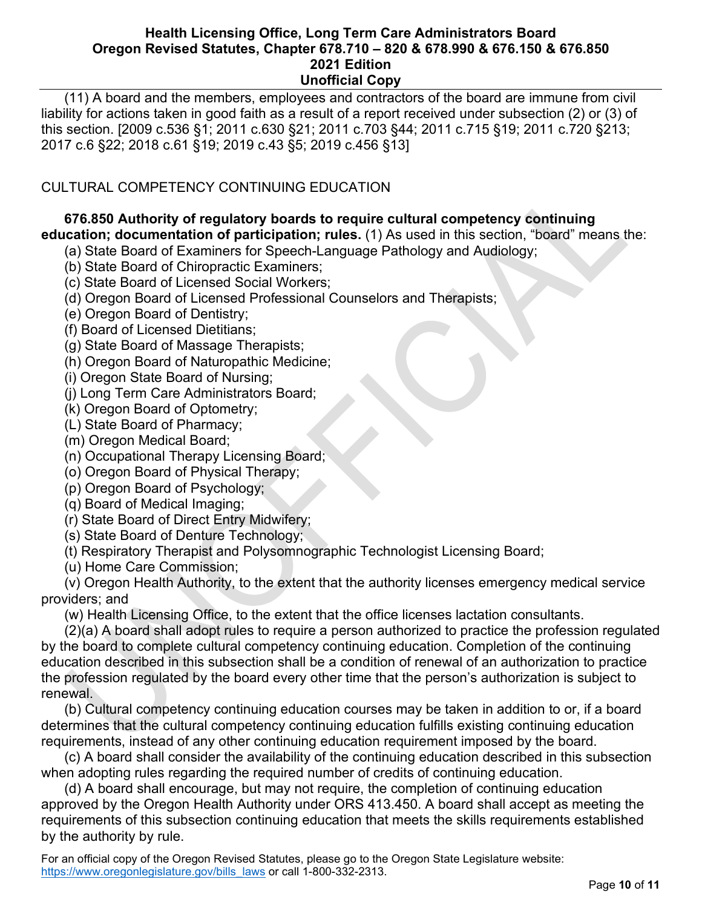(11) A board and the members, employees and contractors of the board are immune from civil liability for actions taken in good faith as a result of a report received under subsection (2) or (3) of this section. [2009 c.536 §1; 2011 c.630 §21; 2011 c.703 §44; 2011 c.715 §19; 2011 c.720 §213; 2017 c.6 §22; 2018 c.61 §19; 2019 c.43 §5; 2019 c.456 §13]

CULTURAL COMPETENCY CONTINUING EDUCATION

**676.850 Authority of regulatory boards to require cultural competency continuing education; documentation of participation; rules.** (1) As used in this section, "board" means the:

(a) State Board of Examiners for Speech-Language Pathology and Audiology;

(b) State Board of Chiropractic Examiners;

(c) State Board of Licensed Social Workers;

(d) Oregon Board of Licensed Professional Counselors and Therapists;

(e) Oregon Board of Dentistry;

(f) Board of Licensed Dietitians;

(g) State Board of Massage Therapists;

(h) Oregon Board of Naturopathic Medicine;

(i) Oregon State Board of Nursing;

(j) Long Term Care Administrators Board;

(k) Oregon Board of Optometry;

(L) State Board of Pharmacy;

(m) Oregon Medical Board;

(n) Occupational Therapy Licensing Board;

(o) Oregon Board of Physical Therapy;

(p) Oregon Board of Psychology;

(q) Board of Medical Imaging;

(r) State Board of Direct Entry Midwifery;

(s) State Board of Denture Technology;

(t) Respiratory Therapist and Polysomnographic Technologist Licensing Board;

(u) Home Care Commission;

(v) Oregon Health Authority, to the extent that the authority licenses emergency medical service providers; and

(w) Health Licensing Office, to the extent that the office licenses lactation consultants.

(2)(a) A board shall adopt rules to require a person authorized to practice the profession regulated by the board to complete cultural competency continuing education. Completion of the continuing education described in this subsection shall be a condition of renewal of an authorization to practice the profession regulated by the board every other time that the person's authorization is subject to renewal.

(b) Cultural competency continuing education courses may be taken in addition to or, if a board determines that the cultural competency continuing education fulfills existing continuing education requirements, instead of any other continuing education requirement imposed by the board.

(c) A board shall consider the availability of the continuing education described in this subsection when adopting rules regarding the required number of credits of continuing education.

(d) A board shall encourage, but may not require, the completion of continuing education approved by the Oregon Health Authority under ORS 413.450. A board shall accept as meeting the requirements of this subsection continuing education that meets the skills requirements established by the authority by rule.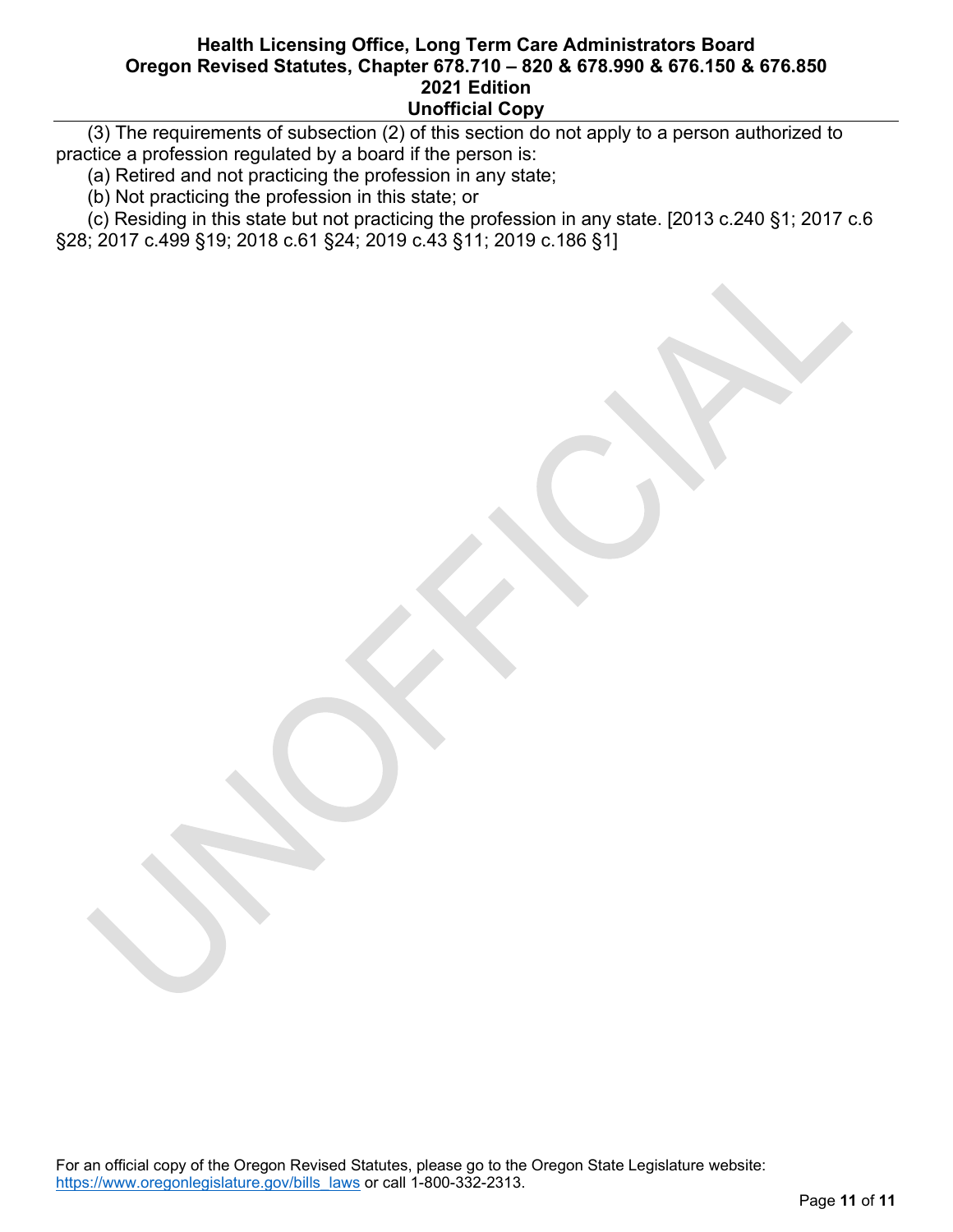(3) The requirements of subsection (2) of this section do not apply to a person authorized to practice a profession regulated by a board if the person is:

(a) Retired and not practicing the profession in any state;

(b) Not practicing the profession in this state; or

(c) Residing in this state but not practicing the profession in any state. [2013 c.240 §1; 2017 c.6 §28; 2017 c.499 §19; 2018 c.61 §24; 2019 c.43 §11; 2019 c.186 §1]